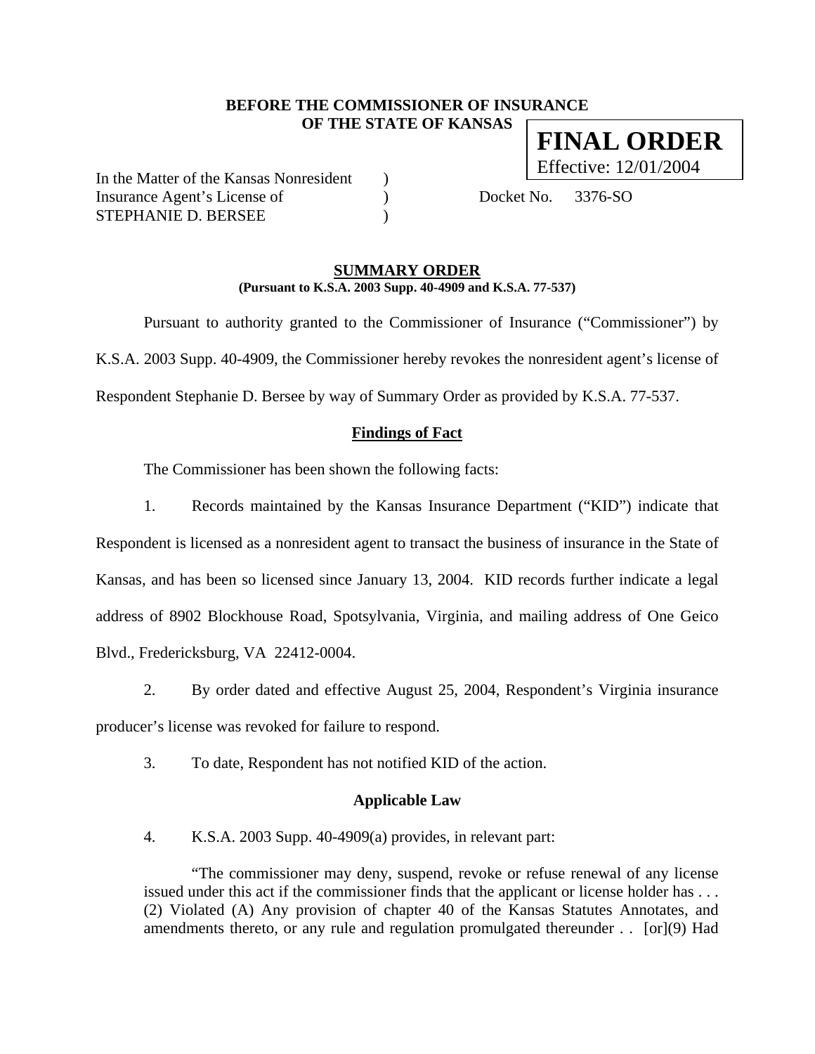**BEFORE THE COMMISSIONER OF INSURANCE**
**OF THE STATE OF KANSAS**

**FINAL ORDER**
Effective: 12/01/2004

In the Matter of the Kansas Nonresident )
Insurance Agent's License of ) Docket No. 3376-SO
STEPHANIE D. BERSEE )

## SUMMARY ORDER

**(Pursuant to K.S.A. 2003 Supp. 40-4909 and K.S.A. 77-537)**

Pursuant to authority granted to the Commissioner of Insurance ("Commissioner") by K.S.A. 2003 Supp. 40-4909, the Commissioner hereby revokes the nonresident agent's license of Respondent Stephanie D. Bersee by way of Summary Order as provided by K.S.A. 77-537.

### Findings of Fact

The Commissioner has been shown the following facts:

1. Records maintained by the Kansas Insurance Department ("KID") indicate that Respondent is licensed as a nonresident agent to transact the business of insurance in the State of Kansas, and has been so licensed since January 13, 2004. KID records further indicate a legal address of 8902 Blockhouse Road, Spotsylvania, Virginia, and mailing address of One Geico Blvd., Fredericksburg, VA 22412-0004.

2. By order dated and effective August 25, 2004, Respondent's Virginia insurance producer's license was revoked for failure to respond.

3. To date, Respondent has not notified KID of the action.

### Applicable Law

4. K.S.A. 2003 Supp. 40-4909(a) provides, in relevant part:

> "The commissioner may deny, suspend, revoke or refuse renewal of any license issued under this act if the commissioner finds that the applicant or license holder has . . . (2) Violated (A) Any provision of chapter 40 of the Kansas Statutes Annotates, and amendments thereto, or any rule and regulation promulgated thereunder . . [or](9) Had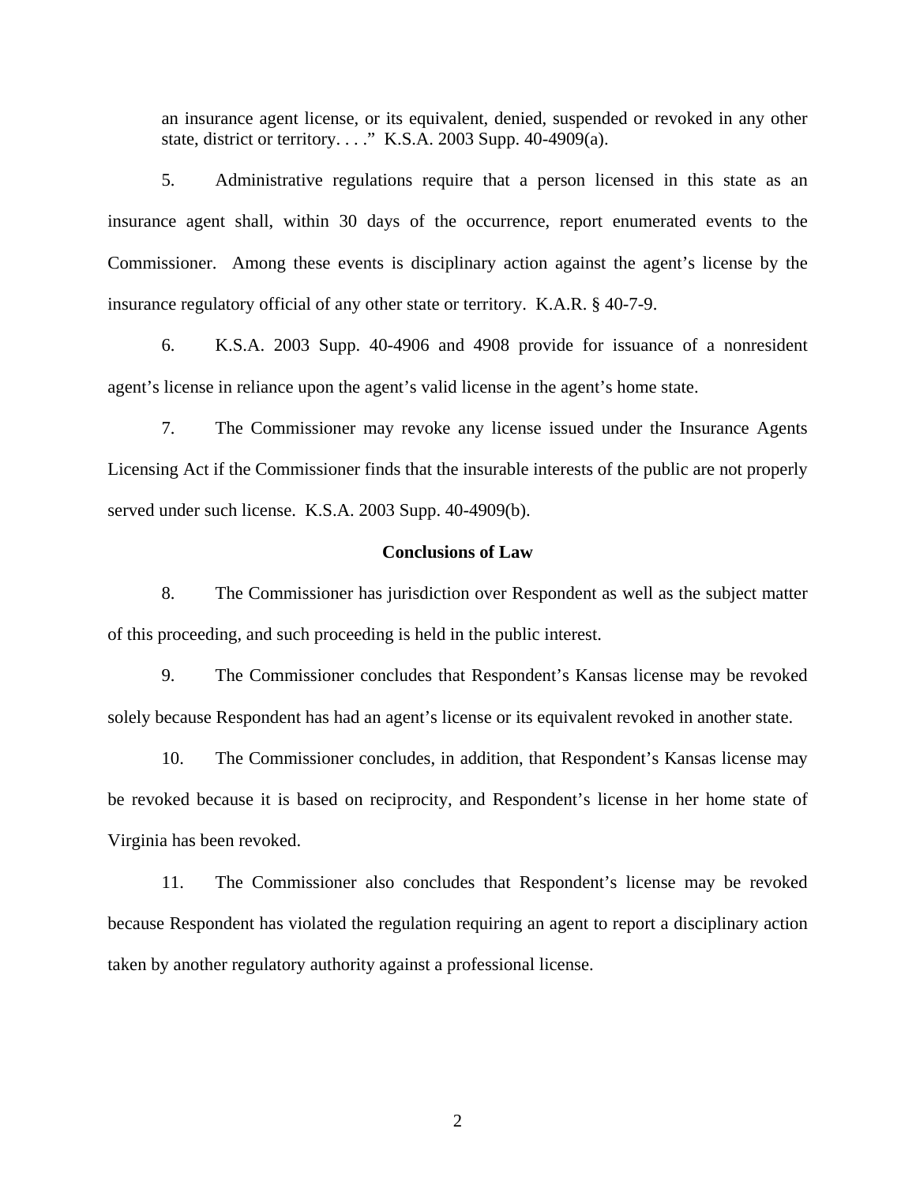an insurance agent license, or its equivalent, denied, suspended or revoked in any other state, district or territory. . . ." K.S.A. 2003 Supp. 40-4909(a).

5. Administrative regulations require that a person licensed in this state as an insurance agent shall, within 30 days of the occurrence, report enumerated events to the Commissioner. Among these events is disciplinary action against the agent's license by the insurance regulatory official of any other state or territory. K.A.R. § 40-7-9.

6. K.S.A. 2003 Supp. 40-4906 and 4908 provide for issuance of a nonresident agent's license in reliance upon the agent's valid license in the agent's home state.

7. The Commissioner may revoke any license issued under the Insurance Agents Licensing Act if the Commissioner finds that the insurable interests of the public are not properly served under such license. K.S.A. 2003 Supp. 40-4909(b).

**Conclusions of Law**

8. The Commissioner has jurisdiction over Respondent as well as the subject matter of this proceeding, and such proceeding is held in the public interest.

9. The Commissioner concludes that Respondent's Kansas license may be revoked solely because Respondent has had an agent's license or its equivalent revoked in another state.

10. The Commissioner concludes, in addition, that Respondent's Kansas license may be revoked because it is based on reciprocity, and Respondent's license in her home state of Virginia has been revoked.

11. The Commissioner also concludes that Respondent's license may be revoked because Respondent has violated the regulation requiring an agent to report a disciplinary action taken by another regulatory authority against a professional license.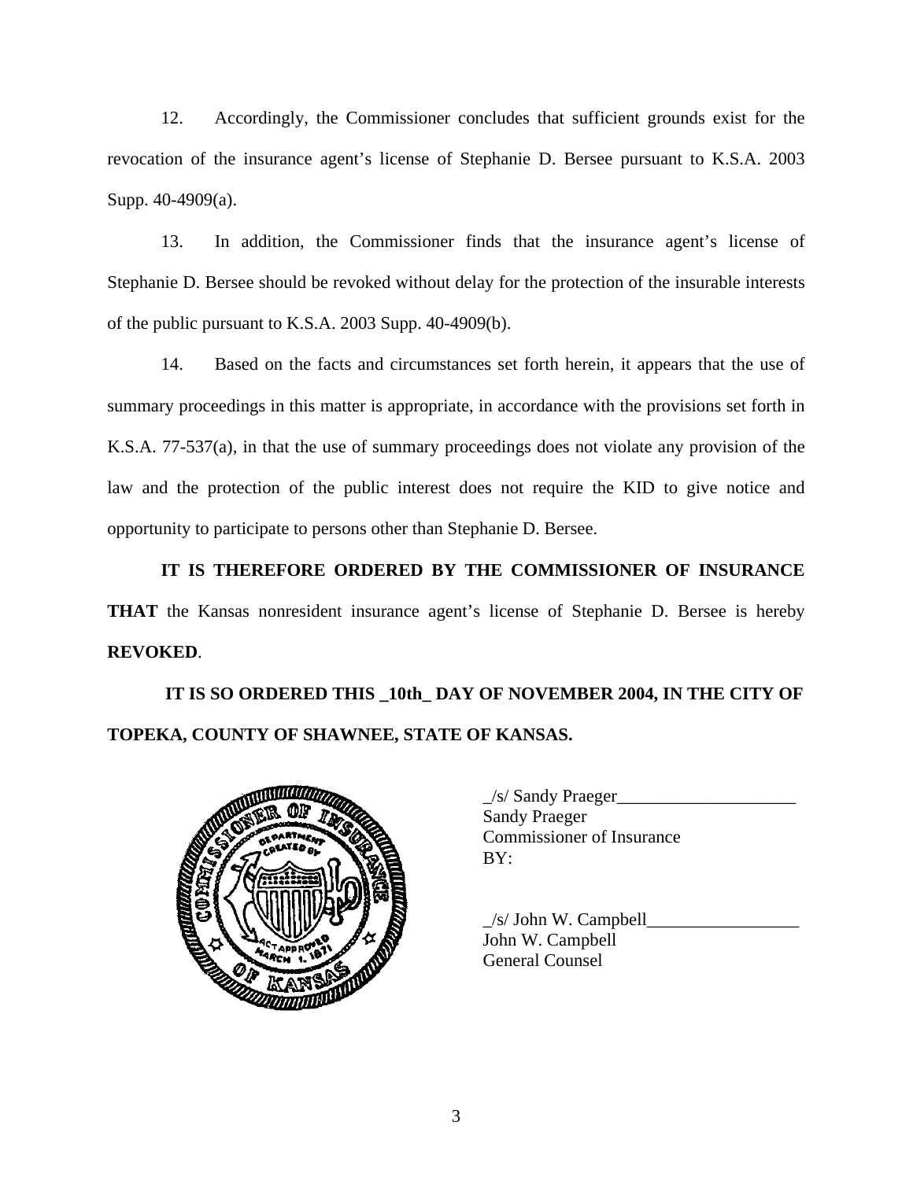12. Accordingly, the Commissioner concludes that sufficient grounds exist for the revocation of the insurance agent's license of Stephanie D. Bersee pursuant to K.S.A. 2003 Supp. 40-4909(a).

13. In addition, the Commissioner finds that the insurance agent's license of Stephanie D. Bersee should be revoked without delay for the protection of the insurable interests of the public pursuant to K.S.A. 2003 Supp. 40-4909(b).

14. Based on the facts and circumstances set forth herein, it appears that the use of summary proceedings in this matter is appropriate, in accordance with the provisions set forth in K.S.A. 77-537(a), in that the use of summary proceedings does not violate any provision of the law and the protection of the public interest does not require the KID to give notice and opportunity to participate to persons other than Stephanie D. Bersee.

**IT IS THEREFORE ORDERED BY THE COMMISSIONER OF INSURANCE THAT** the Kansas nonresident insurance agent's license of Stephanie D. Bersee is hereby **REVOKED**.

**IT IS SO ORDERED THIS _10th_ DAY OF NOVEMBER 2004, IN THE CITY OF TOPEKA, COUNTY OF SHAWNEE, STATE OF KANSAS.**

_/s/ Sandy Praeger____________________
Sandy Praeger
Commissioner of Insurance
BY:

_/s/ John W. Campbell_________________
John W. Campbell
General Counsel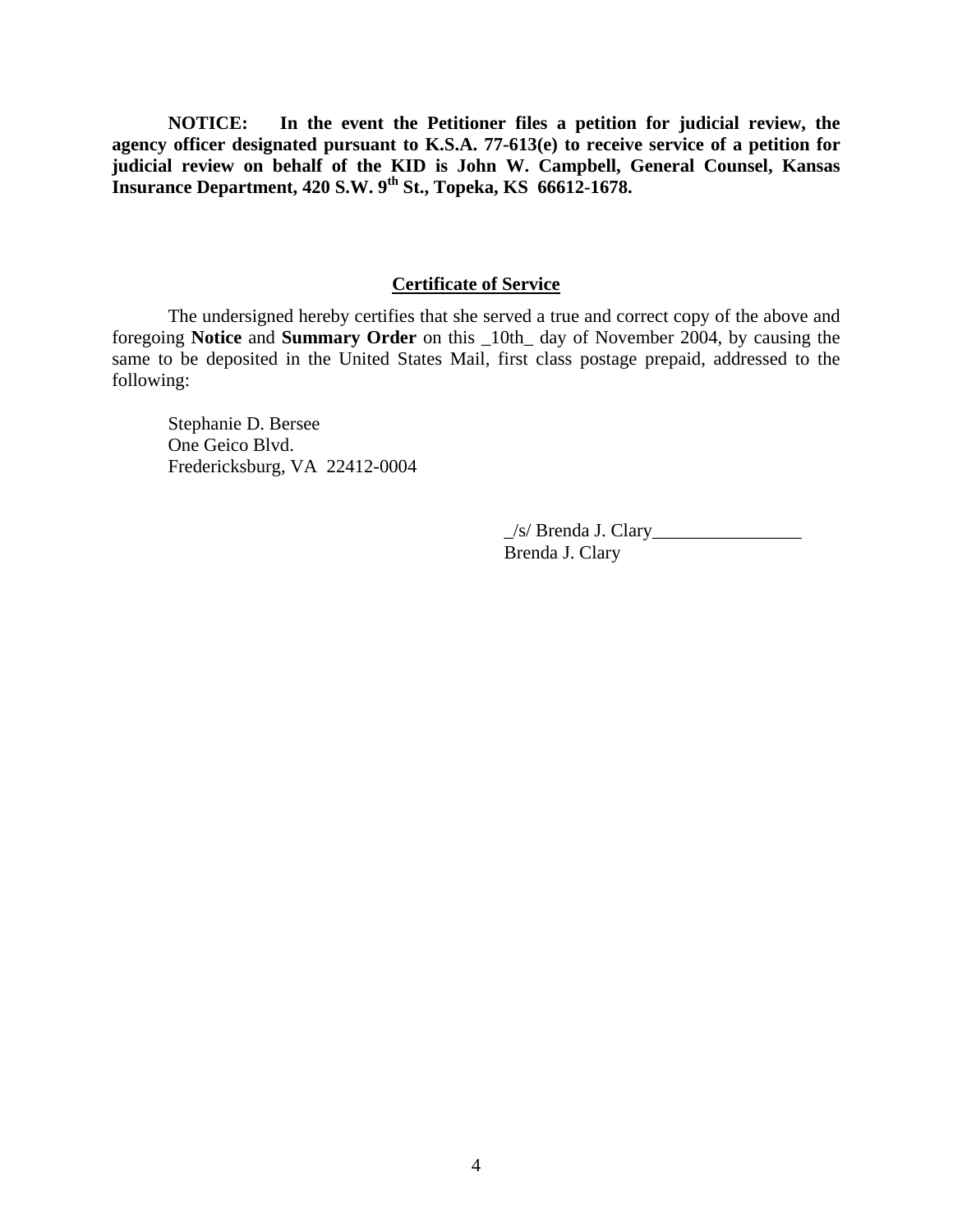**NOTICE: In the event the Petitioner files a petition for judicial review, the agency officer designated pursuant to K.S.A. 77-613(e) to receive service of a petition for judicial review on behalf of the KID is John W. Campbell, General Counsel, Kansas Insurance Department, 420 S.W. 9th St., Topeka, KS 66612-1678.**

## Certificate of Service

The undersigned hereby certifies that she served a true and correct copy of the above and foregoing **Notice** and **Summary Order** on this _10th_ day of November 2004, by causing the same to be deposited in the United States Mail, first class postage prepaid, addressed to the following:

Stephanie D. Bersee
One Geico Blvd.
Fredericksburg, VA 22412-0004

_/s/ Brenda J. Clary________________
Brenda J. Clary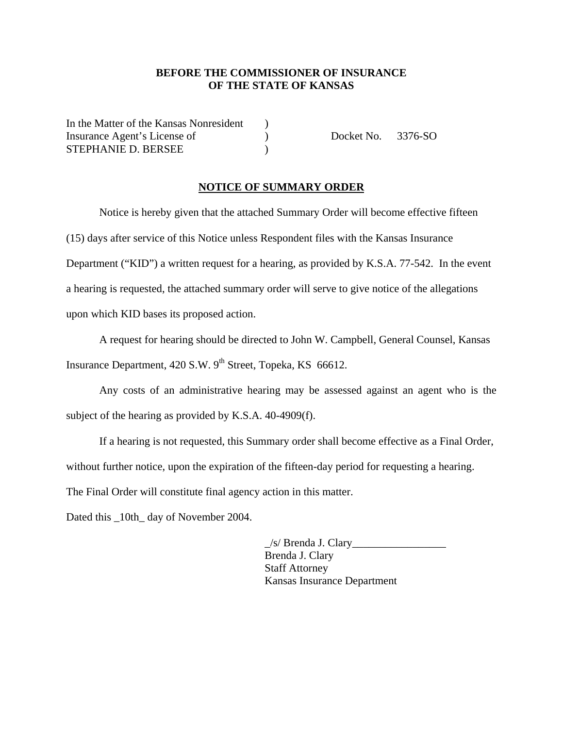**BEFORE THE COMMISSIONER OF INSURANCE**
**OF THE STATE OF KANSAS**

| | | |
|---|---|---|
| In the Matter of the Kansas Nonresident | ) | |
| Insurance Agent's License of | ) | Docket No. 3376-SO |
| STEPHANIE D. BERSEE | ) | |

## NOTICE OF SUMMARY ORDER

Notice is hereby given that the attached Summary Order will become effective fifteen (15) days after service of this Notice unless Respondent files with the Kansas Insurance Department ("KID") a written request for a hearing, as provided by K.S.A. 77-542. In the event a hearing is requested, the attached summary order will serve to give notice of the allegations upon which KID bases its proposed action.

A request for hearing should be directed to John W. Campbell, General Counsel, Kansas Insurance Department, 420 S.W. 9th Street, Topeka, KS 66612.

Any costs of an administrative hearing may be assessed against an agent who is the subject of the hearing as provided by K.S.A. 40-4909(f).

If a hearing is not requested, this Summary order shall become effective as a Final Order, without further notice, upon the expiration of the fifteen-day period for requesting a hearing. The Final Order will constitute final agency action in this matter.

Dated this _10th_ day of November 2004.

_/s/ Brenda J. Clary_________________
Brenda J. Clary
Staff Attorney
Kansas Insurance Department